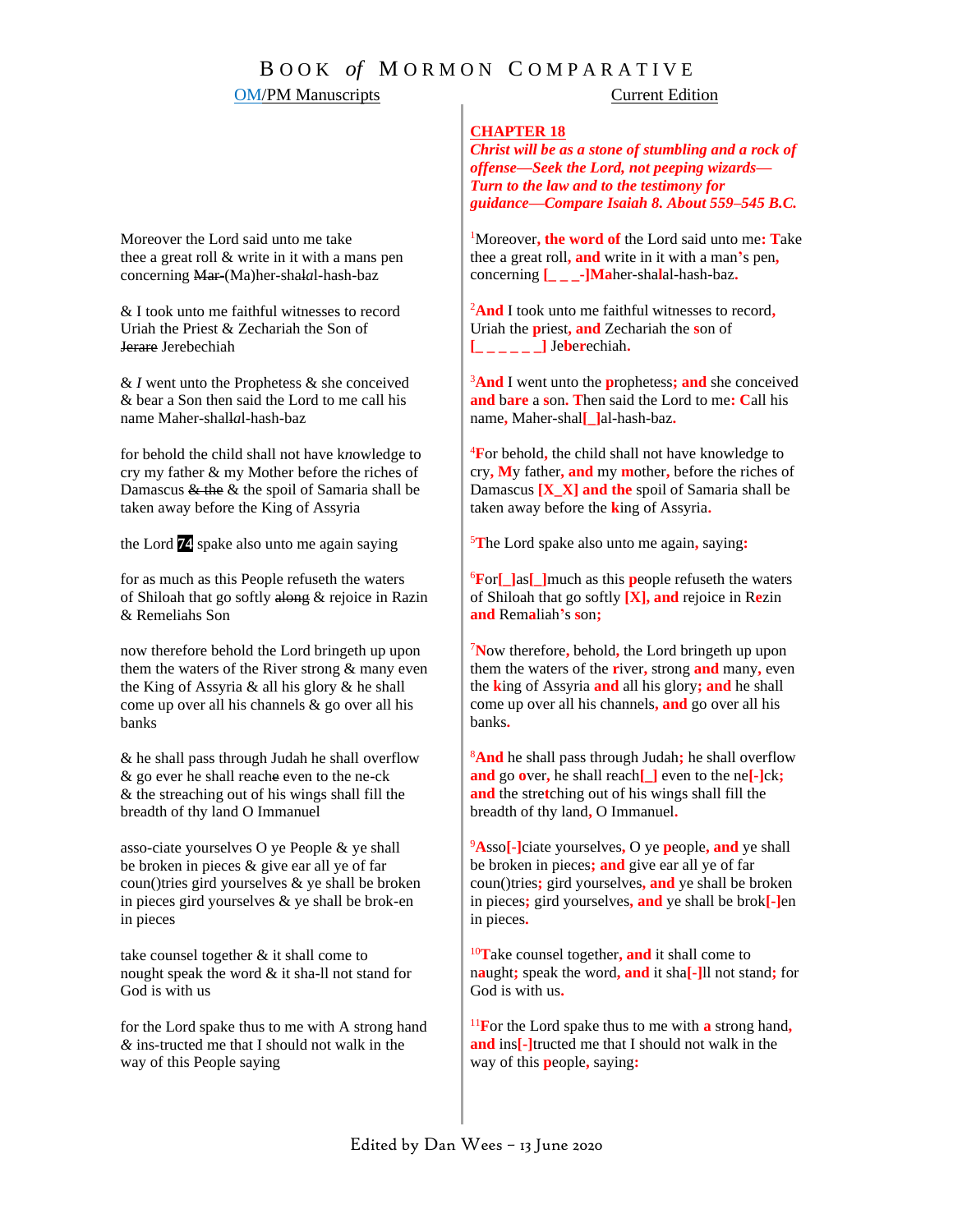# BOOK *of* MORMON COMPARATIVE

| OM/PM Manuscripts | Current Edition |
|---|---|
| | **CHAPTER 18** *Christ will be as a stone of stumbling and a rock of offense—Seek the Lord, not peeping wizards—Turn to the law and to the testimony for guidance—Compare Isaiah 8. About 559–545 B.C.* |
| Moreover the Lord said unto me take thee a great roll & write in it with a mans pen concerning ~~Mar-~~(Ma)her-sha*l*al-hash-baz | [1]Moreover, the word of the Lord said unto me: Take thee a great roll, and write in it with a man's pen, concerning [_ _ _-]Maher-shalal-hash-baz. |
| & I took unto me faithful witnesses to record Uriah the Priest & Zechariah the Son of ~~Jerare~~ Jerebechiah | [2]And I took unto me faithful witnesses to record, Uriah the priest, and Zechariah the son of [_ _ _ _ _ _] Jeberechiah. |
| & *I* went unto the Prophetess & she conceived & bear a Son then said the Lord to me call his name Maher-shall*a*l-hash-baz | [3]And I went unto the prophetess; and she conceived and bare a son. Then said the Lord to me: Call his name, Maher-shal[_]al-hash-baz. |
| for behold the child shall not have k*n*owledge to cry my father & my Mother before the riches of Damascus ~~& the~~ & the spoil of Samaria shall be taken away before the King of Assyria | [4]For behold, the child shall not have knowledge to cry, My father, and my mother, before the riches of Damascus [X_X] and the spoil of Samaria shall be taken away before the king of Assyria. |
| the Lord 74 spake also unto me again saying | [5]The Lord spake also unto me again, saying: |
| for as much as this People refuseth the waters of Shiloah that go softly ~~along~~ & rejoice in Razin & Remeliahs Son | [6]For[_]as[_]much as this people refuseth the waters of Shiloah that go softly [X], and rejoice in Rezin and Remaliah's son; |
| now therefore behold the Lord bringeth up upon them the waters of the River strong & many even the King of Assyria & all his glory & he shall come up over all his channels & go over all his banks | [7]Now therefore, behold, the Lord bringeth up upon them the waters of the river, strong and many, even the king of Assyria and all his glory; and he shall come up over all his channels, and go over all his banks. |
| & he shall pass through Judah he shall overflow & go ever he shall reach~~e~~ even to the ne-ck & the streaching out of his wings shall fill the breadth of thy land O Immanuel | [8]And he shall pass through Judah; he shall overflow and go over, he shall reach[_] even to the ne[-]ck; and the stretching out of his wings shall fill the breadth of thy land, O Immanuel. |
| asso-ciate yourselves O ye People & ye shall be broken in pieces & give ear all ye of far coun()tries gird yourselves & ye shall be broken in pieces gird yourselves & ye shall be brok-en in pieces | [9]Asso[-]ciate yourselves, O ye people, and ye shall be broken in pieces; and give ear all ye of far coun()tries; gird yourselves, and ye shall be broken in pieces; gird yourselves, and ye shall be brok[-]en in pieces. |
| take counsel together & it shall come to nought speak the word & it sha-ll not stand for God is with us | [10]Take counsel together, and it shall come to naught; speak the word, and it sha[-]ll not stand; for God is with us. |
| for the Lord spake thus to me with A strong hand & ins-tructed me that I should not walk in the way of this People saying | [11]For the Lord spake thus to me with a strong hand, and ins[-]tructed me that I should not walk in the way of this people, saying: |

Edited by Dan Wees – 13 June 2020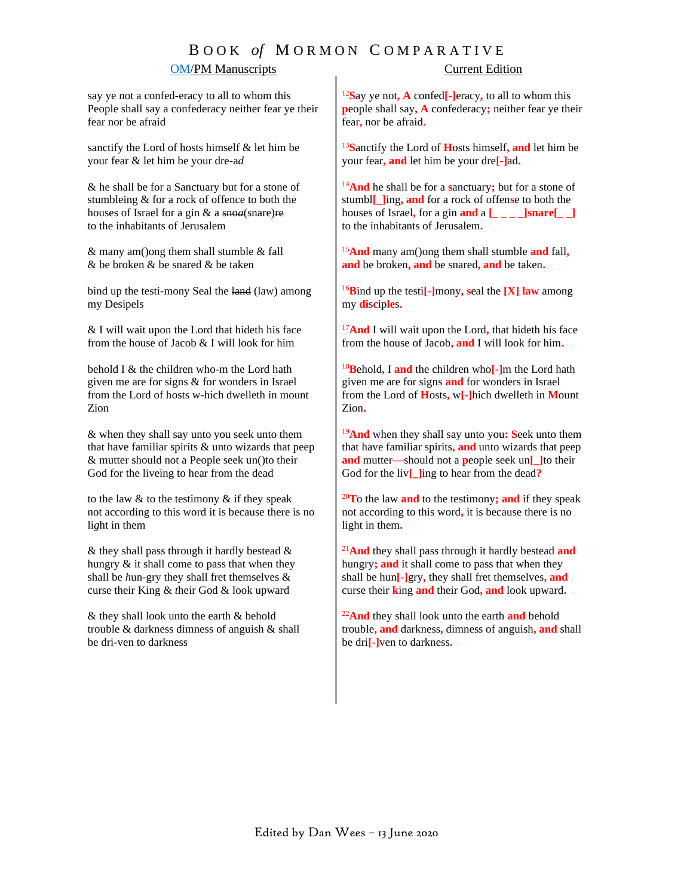# Book *of* Mormon Comparative

| OM/PM Manuscripts | Current Edition |
|---|---|
| say ye not a confed-eracy to all to whom this People shall say a confederacy neither fear ye their fear nor be afraid | [12]Say ye not, A confed[-]eracy, to all to whom this people shall say, A confederacy; neither fear ye their fear, nor be afraid. |
| sanctify the Lord of hosts himself & let him be your fear & let him be your dre-*ad* | [13]Sanctify the Lord of Hosts himself, and let him be your fear, and let him be your dre[-]ad. |
| & he shall be for a Sanctuary but for a stone of stumbleing & for a rock of offence to both the houses of Israel for a gin & a ~~snoa~~(snare)~~re~~ to the inhabitants of Jerusalem | [14]And he shall be for a sanctuary; but for a stone of stumbl[_]ing, and for a rock of offense to both the houses of Israel, for a gin and a [_ _ _ _]snare[_ _] to the inhabitants of Jerusalem. |
| & many am()ong them shall stumble & fall & be broken & be snared & be taken | [15]And many am()ong them shall stumble and fall, and be broken, and be snared, and be taken. |
| bind up the testi-mony Seal the ~~land~~ (law) among my Desipels | [16]Bind up the testi[-]mony, seal the [X] law among my disciples. |
| & I will wait upon the Lord that hideth his face from the house of Jacob & I will look for him | [17]And I will wait upon the Lord, that hideth his face from the house of Jacob, and I will look for him. |
| behold I & the children who-m the Lord hath given me are for signs & for wonders in Israel from the Lord of hosts w-hich dwelleth in mount Zion | [18]Behold, I and the children who[-]m the Lord hath given me are for signs and for wonders in Israel from the Lord of Hosts, w[-]hich dwelleth in Mount Zion. |
| & when they shall say unto you seek unto them that have familiar spirits & unto wizards that peep & mutter should not a People seek un()to their God for the liveing to hear from the dead | [19]And when they shall say unto you: Seek unto them that have familiar spirits, and unto wizards that peep and mutter—should not a people seek un[_]to their God for the liv[_]ing to hear from the dead? |
| to the law & to the testimony & if they speak not according to this word it is because there is no li*g*ht in them | [20]To the law and to the testimony; and if they speak not according to this word, it is because there is no light in them. |
| & they shall pass through it hardly bestead & hungry & it shall come to pass that when they shall be *h*un-gry they shall fret themselves & curse their King & *t*heir God & look upward | [21]And they shall pass through it hardly bestead and hungry; and it shall come to pass that when they shall be hun[-]gry, they shall fret themselves, and curse their king and their God, and look upward. |
| & they shall look unto the earth & behold trouble & darkness dimness of anguish & shall be dri-ven to darkness | [22]And they shall look unto the earth and behold trouble, and darkness, dimness of anguish, and shall be dri[-]ven to darkness. |

Edited by Dan Wees – 13 June 2020